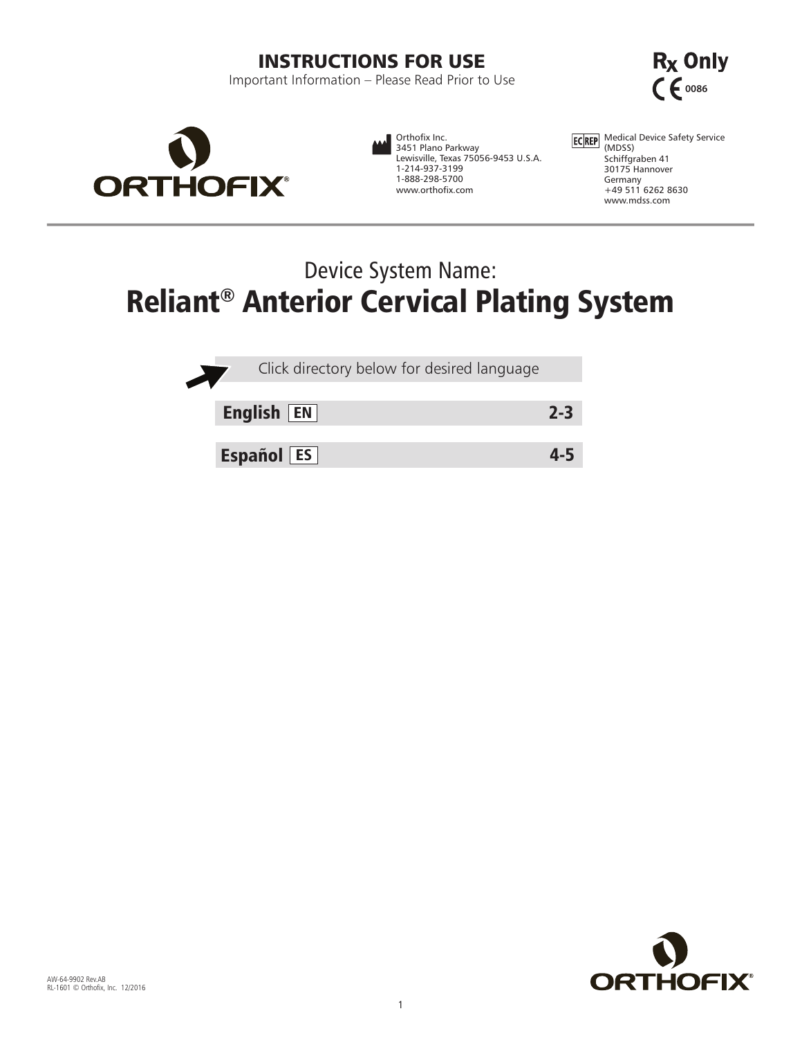# INSTRUCTIONS FOR USE

Important Information – Please Read Prior to Use

**Rx Only**

CE 0086

ORTHOFIX®

Orthofix Inc.
3451 Plano Parkway
Lewisville, Texas 75056-9453 U.S.A.
1-214-937-3199
1-888-298-5700
www.orthofix.com

EC REP Medical Device Safety Service (MDSS)
Schiffgraben 41
30175 Hannover
Germany
+49 511 6262 8630
www.mdss.com

Device System Name:

# Reliant® Anterior Cervical Plating System

Click directory below for desired language

| Language | Pages |
| --- | --- |
| **English** EN | **2-3** |
| **Español** ES | **4-5** |

AW-64-9902 Rev.AB
RL-1601 © Orthofix, Inc. 12/2016

ORTHOFIX®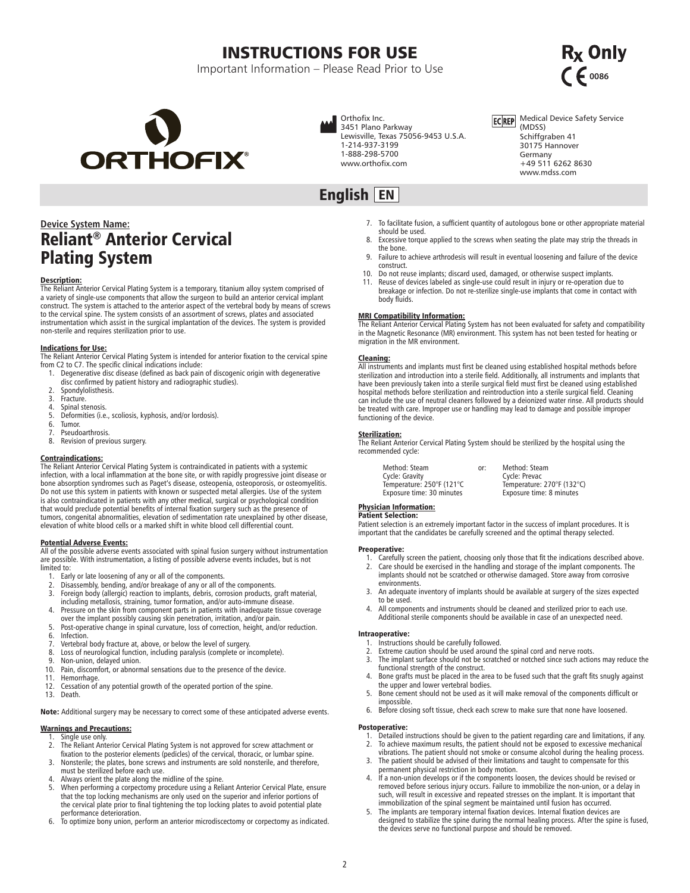# INSTRUCTIONS FOR USE

Important Information – Please Read Prior to Use

**Rx Only**

CE 0086

ORTHOFIX®

Orthofix Inc.
3451 Plano Parkway
Lewisville, Texas 75056-9453 U.S.A.
1-214-937-3199
1-888-298-5700
www.orthofix.com

EC REP Medical Device Safety Service (MDSS)
Schiffgraben 41
30175 Hannover
Germany
+49 511 6262 8630
www.mdss.com

## English EN

**Device System Name:**

# Reliant® Anterior Cervical Plating System

### Description:

The Reliant Anterior Cervical Plating System is a temporary, titanium alloy system comprised of a variety of single-use components that allow the surgeon to build an anterior cervical implant construct. The system is attached to the anterior aspect of the vertebral body by means of screws to the cervical spine. The system consists of an assortment of screws, plates and associated instrumentation which assist in the surgical implantation of the devices. The system is provided non-sterile and requires sterilization prior to use.

### Indications for Use:

The Reliant Anterior Cervical Plating System is intended for anterior fixation to the cervical spine from C2 to C7. The specific clinical indications include:

1. Degenerative disc disease (defined as back pain of discogenic origin with degenerative disc confirmed by patient history and radiographic studies).
2. Spondylolisthesis.
3. Fracture.
4. Spinal stenosis.
5. Deformities (i.e., scoliosis, kyphosis, and/or lordosis).
6. Tumor.
7. Pseudoarthrosis.
8. Revision of previous surgery.

### Contraindications:

The Reliant Anterior Cervical Plating System is contraindicated in patients with a systemic infection, with a local inflammation at the bone site, or with rapidly progressive joint disease or bone absorption syndromes such as Paget's disease, osteopenia, osteoporosis, or osteomyelitis. Do not use this system in patients with known or suspected metal allergies. Use of the system is also contraindicated in patients with any other medical, surgical or psychological condition that would preclude potential benefits of internal fixation surgery such as the presence of tumors, congenital abnormalities, elevation of sedimentation rate unexplained by other disease, elevation of white blood cells or a marked shift in white blood cell differential count.

### Potential Adverse Events:

All of the possible adverse events associated with spinal fusion surgery without instrumentation are possible. With instrumentation, a listing of possible adverse events includes, but is not limited to:

1. Early or late loosening of any or all of the components.
2. Disassembly, bending, and/or breakage of any or all of the components.
3. Foreign body (allergic) reaction to implants, debris, corrosion products, graft material, including metallosis, straining, tumor formation, and/or auto-immune disease.
4. Pressure on the skin from component parts in patients with inadequate tissue coverage over the implant possibly causing skin penetration, irritation, and/or pain.
5. Post-operative change in spinal curvature, loss of correction, height, and/or reduction.
6. Infection.
7. Vertebral body fracture at, above, or below the level of surgery.
8. Loss of neurological function, including paralysis (complete or incomplete).
9. Non-union, delayed union.
10. Pain, discomfort, or abnormal sensations due to the presence of the device.
11. Hemorrhage.
12. Cessation of any potential growth of the operated portion of the spine.
13. Death.

**Note:** Additional surgery may be necessary to correct some of these anticipated adverse events.

### Warnings and Precautions:

1. Single use only.
2. The Reliant Anterior Cervical Plating System is not approved for screw attachment or fixation to the posterior elements (pedicles) of the cervical, thoracic, or lumbar spine.
3. Nonsterile; the plates, bone screws and instruments are sold nonsterile, and therefore, must be sterilized before each use.
4. Always orient the plate along the midline of the spine.
5. When performing a corpectomy procedure using a Reliant Anterior Cervical Plate, ensure that the top locking mechanisms are only used on the superior and inferior portions of the cervical plate prior to final tightening the top locking plates to avoid potential plate performance deterioration.
6. To optimize bony union, perform an anterior microdiscectomy or corpectomy as indicated.
7. To facilitate fusion, a sufficient quantity of autologous bone or other appropriate material should be used.
8. Excessive torque applied to the screws when seating the plate may strip the threads in the bone.
9. Failure to achieve arthrodesis will result in eventual loosening and failure of the device construct.
10. Do not reuse implants; discard used, damaged, or otherwise suspect implants.
11. Reuse of devices labeled as single-use could result in injury or re-operation due to breakage or infection. Do not re-sterilize single-use implants that come in contact with body fluids.

### MRI Compatibility Information:

The Reliant Anterior Cervical Plating System has not been evaluated for safety and compatibility in the Magnetic Resonance (MR) environment. This system has not been tested for heating or migration in the MR environment.

### Cleaning:

All instruments and implants must first be cleaned using established hospital methods before sterilization and introduction into a sterile field. Additionally, all instruments and implants that have been previously taken into a sterile surgical field must first be cleaned using established hospital methods before sterilization and reintroduction into a sterile surgical field. Cleaning can include the use of neutral cleaners followed by a deionized water rinse. All products should be treated with care. Improper use or handling may lead to damage and possible improper functioning of the device.

### Sterilization:

The Reliant Anterior Cervical Plating System should be sterilized by the hospital using the recommended cycle:

| | | |
|---|---|---|
| Method: Steam | or: | Method: Steam |
| Cycle: Gravity | | Cycle: Prevac |
| Temperature: 250°F (121°C | | Temperature: 270°F (132°C) |
| Exposure time: 30 minutes | | Exposure time: 8 minutes |

### Physician Information:

#### Patient Selection:

Patient selection is an extremely important factor in the success of implant procedures. It is important that the candidates be carefully screened and the optimal therapy selected.

#### Preoperative:

1. Carefully screen the patient, choosing only those that fit the indications described above.
2. Care should be exercised in the handling and storage of the implant components. The implants should not be scratched or otherwise damaged. Store away from corrosive environments.
3. An adequate inventory of implants should be available at surgery of the sizes expected to be used.
4. All components and instruments should be cleaned and sterilized prior to each use. Additional sterile components should be available in case of an unexpected need.

#### Intraoperative:

1. Instructions should be carefully followed.
2. Extreme caution should be used around the spinal cord and nerve roots.
3. The implant surface should not be scratched or notched since such actions may reduce the functional strength of the construct.
4. Bone grafts must be placed in the area to be fused such that the graft fits snugly against the upper and lower vertebral bodies.
5. Bone cement should not be used as it will make removal of the components difficult or impossible.
6. Before closing soft tissue, check each screw to make sure that none have loosened.

#### Postoperative:

1. Detailed instructions should be given to the patient regarding care and limitations, if any.
2. To achieve maximum results, the patient should not be exposed to excessive mechanical vibrations. The patient should not smoke or consume alcohol during the healing process.
3. The patient should be advised of their limitations and taught to compensate for this permanent physical restriction in body motion.
4. If a non-union develops or if the components loosen, the devices should be revised or removed before serious injury occurs. Failure to immobilize the non-union, or a delay in such, will result in excessive and repeated stresses on the implant. It is important that immobilization of the spinal segment be maintained until fusion has occurred.
5. The implants are temporary internal fixation devices. Internal fixation devices are designed to stabilize the spine during the normal healing process. After the spine is fused, the devices serve no functional purpose and should be removed.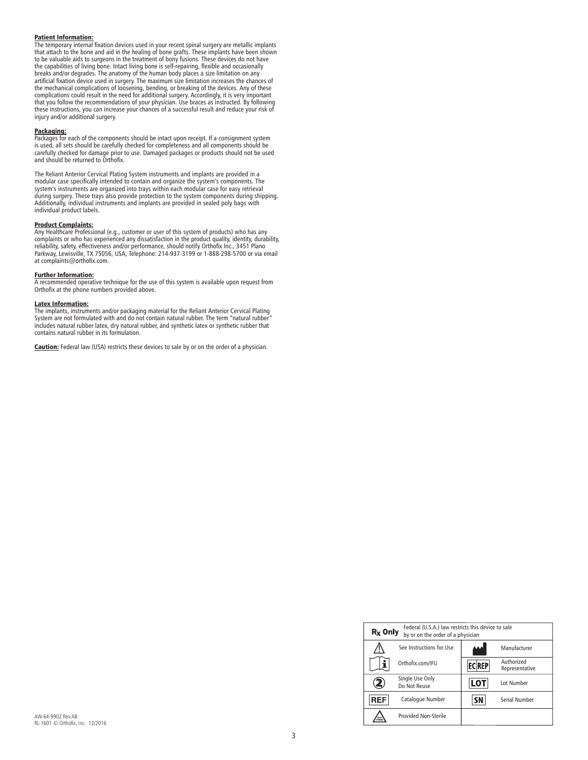**Patient Information:**
The temporary internal fixation devices used in your recent spinal surgery are metallic implants that attach to the bone and aid in the healing of bone grafts. These implants have been shown to be valuable aids to surgeons in the treatment of bony fusions. These devices do not have the capabilities of living bone. Intact living bone is self-repairing, flexible and occasionally breaks and/or degrades. The anatomy of the human body places a size limitation on any artificial fixation device used in surgery. The maximum size limitation increases the chances of the mechanical complications of loosening, bending, or breaking of the devices. Any of these complications could result in the need for additional surgery. Accordingly, it is very important that you follow the recommendations of your physician. Use braces as instructed. By following these instructions, you can increase your chances of a successful result and reduce your risk of injury and/or additional surgery.

**Packaging:**
Packages for each of the components should be intact upon receipt. If a consignment system is used, all sets should be carefully checked for completeness and all components should be carefully checked for damage prior to use. Damaged packages or products should not be used and should be returned to Orthofix.

The Reliant Anterior Cervical Plating System instruments and implants are provided in a modular case specifically intended to contain and organize the system's components. The system's instruments are organized into trays within each modular case for easy retrieval during surgery. These trays also provide protection to the system components during shipping. Additionally, individual instruments and implants are provided in sealed poly bags with individual product labels.

**Product Complaints:**
Any Healthcare Professional (e.g., customer or user of this system of products) who has any complaints or who has experienced any dissatisfaction in the product quality, identity, durability, reliability, safety, effectiveness and/or performance, should notify Orthofix Inc., 3451 Plano Parkway, Lewisville, TX 75056, USA, Telephone: 214-937-3199 or 1-888-298-5700 or via email at complaints@orthofix.com.

**Further Information:**
A recommended operative technique for the use of this system is available upon request from Orthofix at the phone numbers provided above.

**Latex Information:**
The implants, instruments and/or packaging material for the Reliant Anterior Cervical Plating System are not formulated with and do not contain natural rubber. The term "natural rubber" includes natural rubber latex, dry natural rubber, and synthetic latex or synthetic rubber that contains natural rubber in its formulation.

**Caution:** Federal law (USA) restricts these devices to sale by or on the order of a physician.

| Rx Only | Federal (U.S.A.) law restricts this device to sale by or on the order of a physician | | |
|---|---|---|---|
| ⚠ | See Instructions for Use | (Manufacturer symbol) | Manufacturer |
| i | Orthofix.com/IFU | EC REP | Authorized Representative |
| (2) | Single Use Only Do Not Reuse | LOT | Lot Number |
| REF | Catalogue Number | SN | Serial Number |
| (Non-sterile symbol) | Provided Non-Sterile | | |

AW-64-9902 Rev.AB
RL-1601 © Orthofix, Inc. 12/2016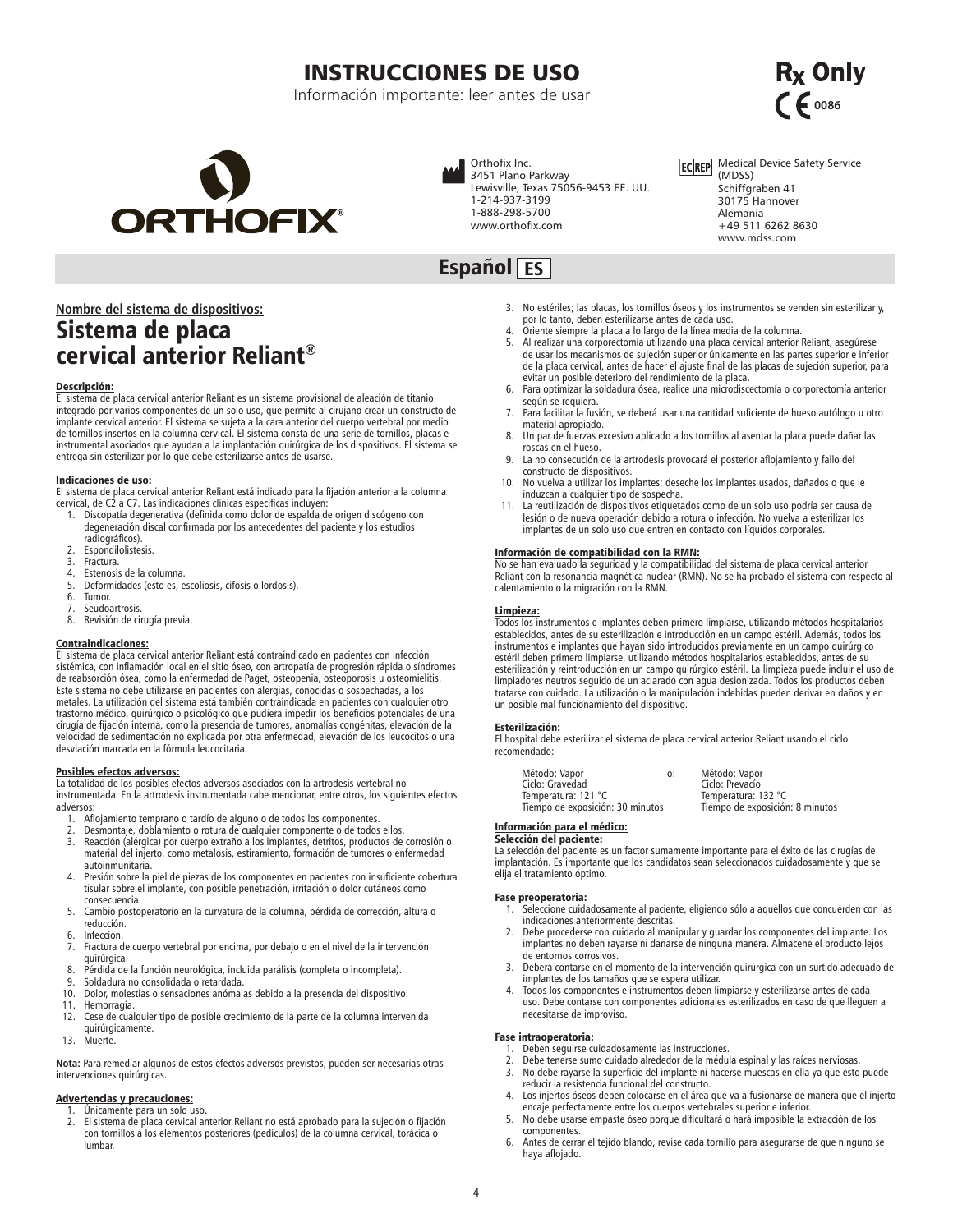# INSTRUCCIONES DE USO

Información importante: leer antes de usar

Rx Only

CE 0086

Orthofix Inc.
3451 Plano Parkway
Lewisville, Texas 75056-9453 EE. UU.
1-214-937-3199
1-888-298-5700
www.orthofix.com

EC REP Medical Device Safety Service (MDSS)
Schiffgraben 41
30175 Hannover
Alemania
+49 511 6262 8630
www.mdss.com

Español ES

**Nombre del sistema de dispositivos:**

## Sistema de placa cervical anterior Reliant®

### Descripción:

El sistema de placa cervical anterior Reliant es un sistema provisional de aleación de titanio integrado por varios componentes de un solo uso, que permite al cirujano crear un constructo de implante cervical anterior. El sistema se sujeta a la cara anterior del cuerpo vertebral por medio de tornillos insertos en la columna cervical. El sistema consta de una serie de tornillos, placas e instrumental asociados que ayudan a la implantación quirúrgica de los dispositivos. El sistema se entrega sin esterilizar por lo que debe esterilizarse antes de usarse.

### Indicaciones de uso:

El sistema de placa cervical anterior Reliant está indicado para la fijación anterior a la columna cervical, de C2 a C7. Las indicaciones clínicas específicas incluyen:

1. Discopatía degenerativa (definida como dolor de espalda de origen discógeno con degeneración discal confirmada por los antecedentes del paciente y los estudios radiográficos).
2. Espondilolistesis.
3. Fractura.
4. Estenosis de la columna.
5. Deformidades (esto es, escoliosis, cifosis o lordosis).
6. Tumor.
7. Seudoartrosis.
8. Revisión de cirugía previa.

### Contraindicaciones:

El sistema de placa cervical anterior Reliant está contraindicado en pacientes con infección sistémica, con inflamación local en el sitio óseo, con artropatía de progresión rápida o síndromes de reabsorción ósea, como la enfermedad de Paget, osteopenia, osteoporosis u osteomielitis. Este sistema no debe utilizarse en pacientes con alergias, conocidas o sospechadas, a los metales. La utilización del sistema está también contraindicada en pacientes con cualquier otro trastorno médico, quirúrgico o psicológico que pudiera impedir los beneficios potenciales de una cirugía de fijación interna, como la presencia de tumores, anomalías congénitas, elevación de la velocidad de sedimentación no explicada por otra enfermedad, elevación de los leucocitos o una desviación marcada en la fórmula leucocitaria.

### Posibles efectos adversos:

La totalidad de los posibles efectos adversos asociados con la artrodesis vertebral no instrumentada. En la artrodesis instrumentada cabe mencionar, entre otros, los siguientes efectos adversos:

1. Aflojamiento temprano o tardío de alguno o de todos los componentes.
2. Desmontaje, doblamiento o rotura de cualquier componente o de todos ellos.
3. Reacción (alérgica) por cuerpo extraño a los implantes, detritos, productos de corrosión o material del injerto, como metalosis, estiramiento, formación de tumores o enfermedad autoinmunitaria.
4. Presión sobre la piel de piezas de los componentes en pacientes con insuficiente cobertura tisular sobre el implante, con posible penetración, irritación o dolor cutáneos como consecuencia.
5. Cambio postoperatorio en la curvatura de la columna, pérdida de corrección, altura o reducción.
6. Infección.
7. Fractura de cuerpo vertebral por encima, por debajo o en el nivel de la intervención quirúrgica.
8. Pérdida de la función neurológica, incluida parálisis (completa o incompleta).
9. Soldadura no consolidada o retardada.
10. Dolor, molestias o sensaciones anómalas debido a la presencia del dispositivo.
11. Hemorragia.
12. Cese de cualquier tipo de posible crecimiento de la parte de la columna intervenida quirúrgicamente.
13. Muerte.

**Nota:** Para remediar algunos de estos efectos adversos previstos, pueden ser necesarias otras intervenciones quirúrgicas.

### Advertencias y precauciones:

1. Únicamente para un solo uso.
2. El sistema de placa cervical anterior Reliant no está aprobado para la sujeción o fijación con tornillos a los elementos posteriores (pedículos) de la columna cervical, torácica o lumbar.
3. No estériles; las placas, los tornillos óseos y los instrumentos se venden sin esterilizar y, por lo tanto, deben esterilizarse antes de cada uso.
4. Oriente siempre la placa a lo largo de la línea media de la columna.
5. Al realizar una corporectomía utilizando una placa cervical anterior Reliant, asegúrese de usar los mecanismos de sujeción superior únicamente en las partes superior e inferior de la placa cervical, antes de hacer el ajuste final de las placas de sujeción superior, para evitar un posible deterioro del rendimiento de la placa.
6. Para optimizar la soldadura ósea, realice una microdiscectomía o corporectomía anterior según se requiera.
7. Para facilitar la fusión, se deberá usar una cantidad suficiente de hueso autólogo u otro material apropiado.
8. Un par de fuerzas excesivo aplicado a los tornillos al asentar la placa puede dañar las roscas en el hueso.
9. La no consecución de la artrodesis provocará el posterior aflojamiento y fallo del constructo de dispositivos.
10. No vuelva a utilizar los implantes; deseche los implantes usados, dañados o que le induzcan a cualquier tipo de sospecha.
11. La reutilización de dispositivos etiquetados como de un solo uso podría ser causa de lesión o de nueva operación debido a rotura o infección. No vuelva a esterilizar los implantes de un solo uso que entren en contacto con líquidos corporales.

### Información de compatibilidad con la RMN:

No se han evaluado la seguridad y la compatibilidad del sistema de placa cervical anterior Reliant con la resonancia magnética nuclear (RMN). No se ha probado el sistema con respecto al calentamiento o la migración con la RMN.

### Limpieza:

Todos los instrumentos e implantes deben primero limpiarse, utilizando métodos hospitalarios establecidos, antes de su esterilización e introducción en un campo estéril. Además, todos los instrumentos e implantes que hayan sido introducidos previamente en un campo quirúrgico estéril deben primero limpiarse, utilizando métodos hospitalarios establecidos, antes de su esterilización y reintroducción en un campo quirúrgico estéril. La limpieza puede incluir el uso de limpiadores neutros seguido de un aclarado con agua desionizada. Todos los productos deben tratarse con cuidado. La utilización o la manipulación indebidas pueden derivar en daños y en un posible mal funcionamiento del dispositivo.

### Esterilización:

El hospital debe esterilizar el sistema de placa cervical anterior Reliant usando el ciclo recomendado:

| | | |
|---|---|---|
| Método: Vapor | o: | Método: Vapor |
| Ciclo: Gravedad | | Ciclo: Prevacío |
| Temperatura: 121 °C | | Temperatura: 132 °C |
| Tiempo de exposición: 30 minutos | | Tiempo de exposición: 8 minutos |

### Información para el médico:

#### Selección del paciente:

La selección del paciente es un factor sumamente importante para el éxito de las cirugías de implantación. Es importante que los candidatos sean seleccionados cuidadosamente y que se elija el tratamiento óptimo.

#### Fase preoperatoria:

1. Seleccione cuidadosamente al paciente, eligiendo sólo a aquellos que concuerden con las indicaciones anteriormente descritas.
2. Debe procederse con cuidado al manipular y guardar los componentes del implante. Los implantes no deben rayarse ni dañarse de ninguna manera. Almacene el producto lejos de entornos corrosivos.
3. Deberá contarse en el momento de la intervención quirúrgica con un surtido adecuado de implantes de los tamaños que se espera utilizar.
4. Todos los componentes e instrumentos deben limpiarse y esterilizarse antes de cada uso. Debe contarse con componentes adicionales esterilizados en caso de que lleguen a necesitarse de improviso.

#### Fase intraoperatoria:

1. Deben seguirse cuidadosamente las instrucciones.
2. Debe tenerse sumo cuidado alrededor de la médula espinal y las raíces nerviosas.
3. No debe rayarse la superficie del implante ni hacerse muescas en ella ya que esto puede reducir la resistencia funcional del constructo.
4. Los injertos óseos deben colocarse en el área que va a fusionarse de manera que el injerto encaje perfectamente entre los cuerpos vertebrales superior e inferior.
5. No debe usarse empaste óseo porque dificultará o hará imposible la extracción de los componentes.
6. Antes de cerrar el tejido blando, revise cada tornillo para asegurarse de que ninguno se haya aflojado.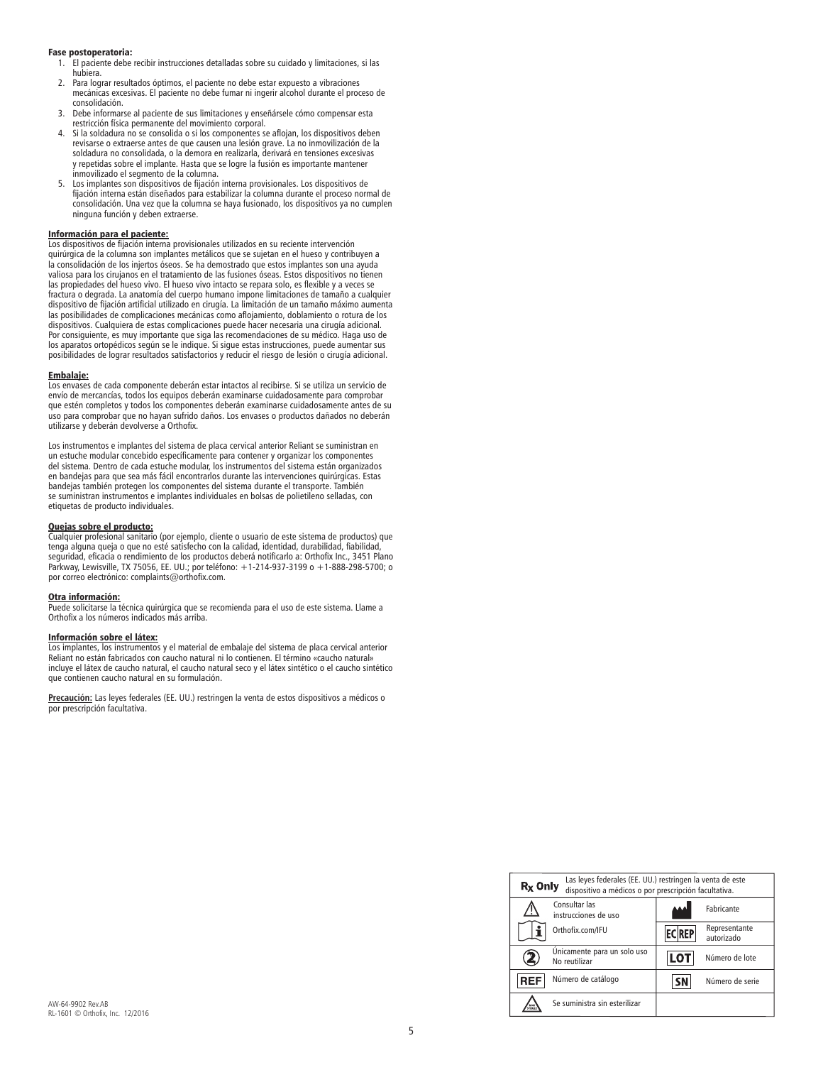**Fase postoperatoria:**

1. El paciente debe recibir instrucciones detalladas sobre su cuidado y limitaciones, si las hubiera.
2. Para lograr resultados óptimos, el paciente no debe estar expuesto a vibraciones mecánicas excesivas. El paciente no debe fumar ni ingerir alcohol durante el proceso de consolidación.
3. Debe informarse al paciente de sus limitaciones y enseñársele cómo compensar esta restricción física permanente del movimiento corporal.
4. Si la soldadura no se consolida o si los componentes se aflojan, los dispositivos deben revisarse o extraerse antes de que causen una lesión grave. La no inmovilización de la soldadura no consolidada, o la demora en realizarla, derivará en tensiones excesivas y repetidas sobre el implante. Hasta que se logre la fusión es importante mantener inmovilizado el segmento de la columna.
5. Los implantes son dispositivos de fijación interna provisionales. Los dispositivos de fijación interna están diseñados para estabilizar la columna durante el proceso normal de consolidación. Una vez que la columna se haya fusionado, los dispositivos ya no cumplen ninguna función y deben extraerse.

**Información para el paciente:**

Los dispositivos de fijación interna provisionales utilizados en su reciente intervención quirúrgica de la columna son implantes metálicos que se sujetan en el hueso y contribuyen a la consolidación de los injertos óseos. Se ha demostrado que estos implantes son una ayuda valiosa para los cirujanos en el tratamiento de las fusiones óseas. Estos dispositivos no tienen las propiedades del hueso vivo. El hueso vivo intacto se repara solo, es flexible y a veces se fractura o degrada. La anatomía del cuerpo humano impone limitaciones de tamaño a cualquier dispositivo de fijación artificial utilizado en cirugía. La limitación de un tamaño máximo aumenta las posibilidades de complicaciones mecánicas como aflojamiento, doblamiento o rotura de los dispositivos. Cualquiera de estas complicaciones puede hacer necesaria una cirugía adicional. Por consiguiente, es muy importante que siga las recomendaciones de su médico. Haga uso de los aparatos ortopédicos según se le indique. Si sigue estas instrucciones, puede aumentar sus posibilidades de lograr resultados satisfactorios y reducir el riesgo de lesión o cirugía adicional.

**Embalaje:**

Los envases de cada componente deberán estar intactos al recibirse. Si se utiliza un servicio de envío de mercancías, todos los equipos deberán examinarse cuidadosamente para comprobar que estén completos y todos los componentes deberán examinarse cuidadosamente antes de su uso para comprobar que no hayan sufrido daños. Los envases o productos dañados no deberán utilizarse y deberán devolverse a Orthofix.

Los instrumentos e implantes del sistema de placa cervical anterior Reliant se suministran en un estuche modular concebido específicamente para contener y organizar los componentes del sistema. Dentro de cada estuche modular, los instrumentos del sistema están organizados en bandejas para que sea más fácil encontrarlos durante las intervenciones quirúrgicas. Estas bandejas también protegen los componentes del sistema durante el transporte. También se suministran instrumentos e implantes individuales en bolsas de polietileno selladas, con etiquetas de producto individuales.

**Quejas sobre el producto:**

Cualquier profesional sanitario (por ejemplo, cliente o usuario de este sistema de productos) que tenga alguna queja o que no esté satisfecho con la calidad, identidad, durabilidad, fiabilidad, seguridad, eficacia o rendimiento de los productos deberá notificarlo a: Orthofix Inc., 3451 Plano Parkway, Lewisville, TX 75056, EE. UU.; por teléfono: +1-214-937-3199 o +1-888-298-5700; o por correo electrónico: complaints@orthofix.com.

**Otra información:**

Puede solicitarse la técnica quirúrgica que se recomienda para el uso de este sistema. Llame a Orthofix a los números indicados más arriba.

**Información sobre el látex:**

Los implantes, los instrumentos y el material de embalaje del sistema de placa cervical anterior Reliant no están fabricados con caucho natural ni lo contienen. El término «caucho natural» incluye el látex de caucho natural, el caucho natural seco y el látex sintético o el caucho sintético que contienen caucho natural en su formulación.

**Precaución:** Las leyes federales (EE. UU.) restringen la venta de estos dispositivos a médicos o por prescripción facultativa.

| | | | |
|---|---|---|---|
| Rx Only | Las leyes federales (EE. UU.) restringen la venta de este dispositivo a médicos o por prescripción facultativa. | | |
| ⚠ | Consultar las instrucciones de uso | | Fabricante |
| i | Orthofix.com/IFU | EC REP | Representante autorizado |
| 2 | Únicamente para un solo uso No reutilizar | LOT | Número de lote |
| REF | Número de catálogo | SN | Número de serie |
| ⚠ | Se suministra sin esterilizar | | |

AW-64-9902 Rev.AB
RL-1601 © Orthofix, Inc. 12/2016